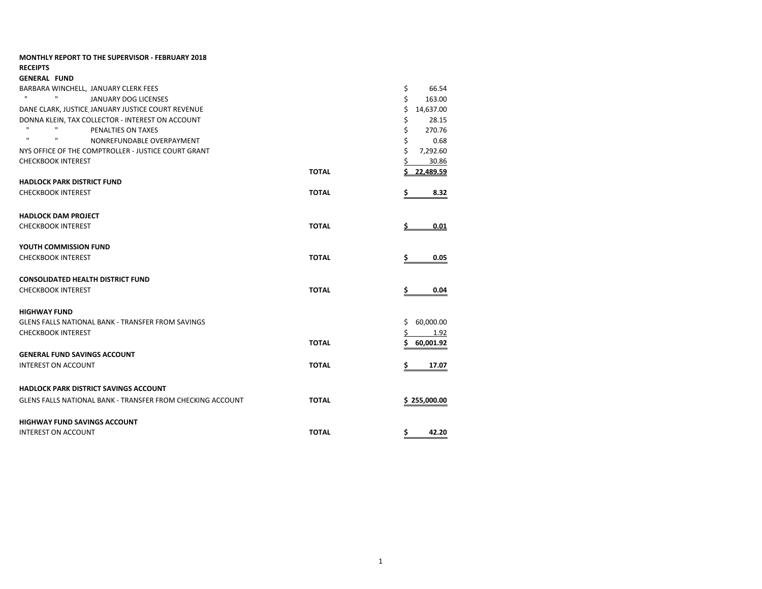**MONTHLY REPORT TO THE SUPERVISOR - FEBRUARY 2018**

**RECEIPTS**

**GENERAL FUND**

| Description | | Amount |
|---|---|---|
| BARBARA WINCHELL, JANUARY CLERK FEES | | $ 66.54 |
| " " JANUARY DOG LICENSES | | $ 163.00 |
| DANE CLARK, JUSTICE, JANUARY JUSTICE COURT REVENUE | | $ 14,637.00 |
| DONNA KLEIN, TAX COLLECTOR - INTEREST ON ACCOUNT | | $ 28.15 |
| " " PENALTIES ON TAXES | | $ 270.76 |
| " " NONREFUNDABLE OVERPAYMENT | | $ 0.68 |
| NYS OFFICE OF THE COMPTROLLER - JUSTICE COURT GRANT | | $ 7,292.60 |
| CHECKBOOK INTEREST | | $ 30.86 |
| | **TOTAL** | **$ 22,489.59** |

**HADLOCK PARK DISTRICT FUND**

| Description | | Amount |
|---|---|---|
| CHECKBOOK INTEREST | **TOTAL** | **$ 8.32** |

**HADLOCK DAM PROJECT**

| Description | | Amount |
|---|---|---|
| CHECKBOOK INTEREST | **TOTAL** | **$ 0.01** |

**YOUTH COMMISSION FUND**

| Description | | Amount |
|---|---|---|
| CHECKBOOK INTEREST | **TOTAL** | **$ 0.05** |

**CONSOLIDATED HEALTH DISTRICT FUND**

| Description | | Amount |
|---|---|---|
| CHECKBOOK INTEREST | **TOTAL** | **$ 0.04** |

**HIGHWAY FUND**

| Description | | Amount |
|---|---|---|
| GLENS FALLS NATIONAL BANK - TRANSFER FROM SAVINGS | | $ 60,000.00 |
| CHECKBOOK INTEREST | | $ 1.92 |
| | **TOTAL** | **$ 60,001.92** |

**GENERAL FUND SAVINGS ACCOUNT**

| Description | | Amount |
|---|---|---|
| INTEREST ON ACCOUNT | **TOTAL** | **$ 17.07** |

**HADLOCK PARK DISTRICT SAVINGS ACCOUNT**

| Description | | Amount |
|---|---|---|
| GLENS FALLS NATIONAL BANK - TRANSFER FROM CHECKING ACCOUNT | **TOTAL** | **$ 255,000.00** |

**HIGHWAY FUND SAVINGS ACCOUNT**

| Description | | Amount |
|---|---|---|
| INTEREST ON ACCOUNT | **TOTAL** | **$ 42.20** |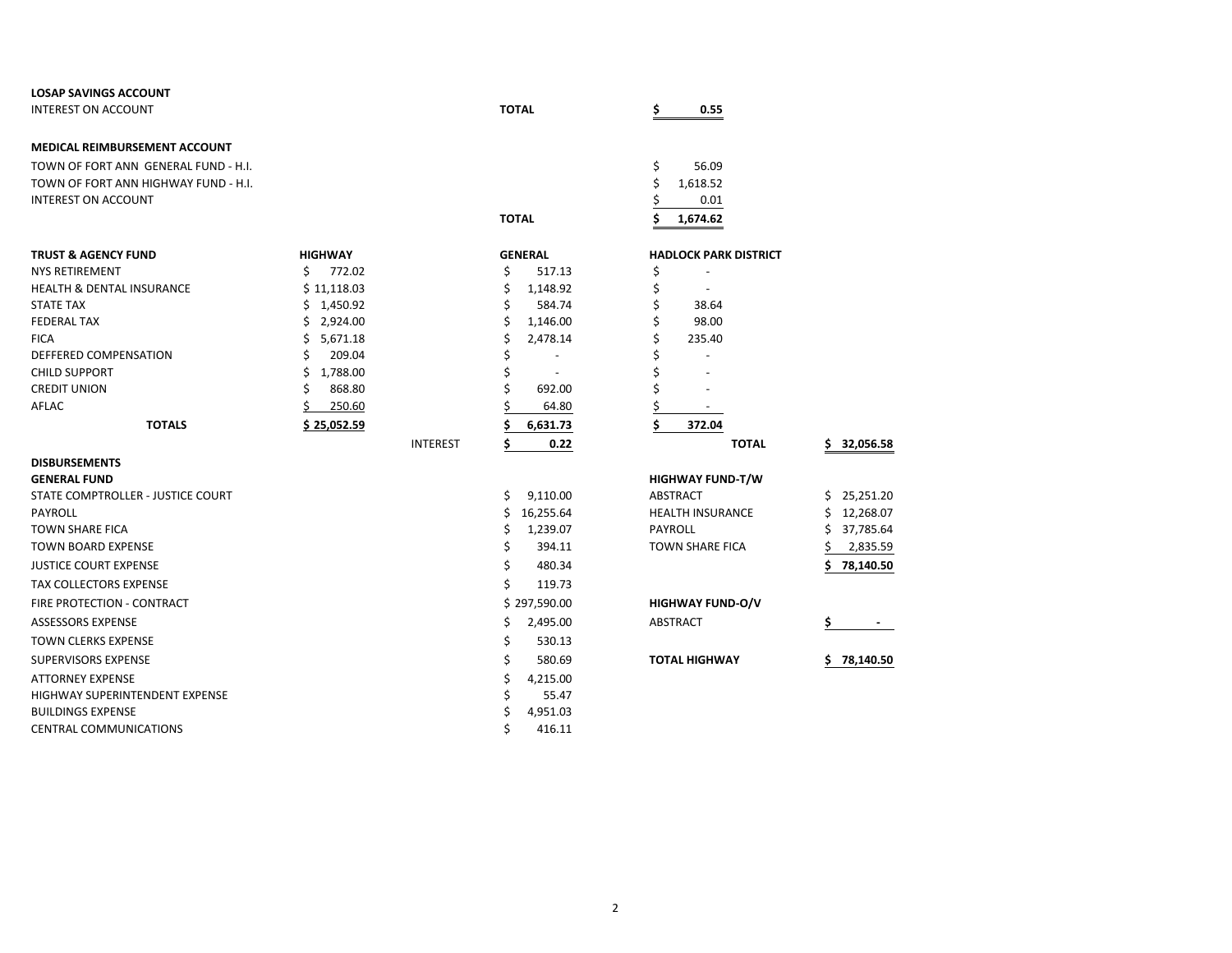**LOSAP SAVINGS ACCOUNT**

| | | |
|---|---|---|
| INTEREST ON ACCOUNT | **TOTAL** | **$ 0.55** |

**MEDICAL REIMBURSEMENT ACCOUNT**

| | | |
|---|---|---|
| TOWN OF FORT ANN GENERAL FUND - H.I. | | $ 56.09 |
| TOWN OF FORT ANN HIGHWAY FUND - H.I. | | $ 1,618.52 |
| INTEREST ON ACCOUNT | | $ 0.01 |
| | **TOTAL** | **$ 1,674.62** |

| **TRUST & AGENCY FUND** | **HIGHWAY** | | **GENERAL** | **HADLOCK PARK DISTRICT** | |
|---|---|---|---|---|---|
| NYS RETIREMENT | $ 772.02 | | $ 517.13 | $ - | |
| HEALTH & DENTAL INSURANCE | $ 11,118.03 | | $ 1,148.92 | $ - | |
| STATE TAX | $ 1,450.92 | | $ 584.74 | $ 38.64 | |
| FEDERAL TAX | $ 2,924.00 | | $ 1,146.00 | $ 98.00 | |
| FICA | $ 5,671.18 | | $ 2,478.14 | $ 235.40 | |
| DEFFERED COMPENSATION | $ 209.04 | | $ - | $ - | |
| CHILD SUPPORT | $ 1,788.00 | | $ - | $ - | |
| CREDIT UNION | $ 868.80 | | $ 692.00 | $ - | |
| AFLAC | $ 250.60 | | $ 64.80 | $ - | |
| **TOTALS** | **$ 25,052.59** | | **$ 6,631.73** | **$ 372.04** | |
| | | INTEREST | **$ 0.22** | **TOTAL** | **$ 32,056.58** |

**DISBURSEMENTS**

| **GENERAL FUND** | | **HIGHWAY FUND-T/W** | |
|---|---|---|---|
| STATE COMPTROLLER - JUSTICE COURT | $ 9,110.00 | ABSTRACT | $ 25,251.20 |
| PAYROLL | $ 16,255.64 | HEALTH INSURANCE | $ 12,268.07 |
| TOWN SHARE FICA | $ 1,239.07 | PAYROLL | $ 37,785.64 |
| TOWN BOARD EXPENSE | $ 394.11 | TOWN SHARE FICA | $ 2,835.59 |
| JUSTICE COURT EXPENSE | $ 480.34 | | **$ 78,140.50** |
| TAX COLLECTORS EXPENSE | $ 119.73 | | |
| FIRE PROTECTION - CONTRACT | $ 297,590.00 | **HIGHWAY FUND-O/V** | |
| ASSESSORS EXPENSE | $ 2,495.00 | ABSTRACT | **$ -** |
| TOWN CLERKS EXPENSE | $ 530.13 | | |
| SUPERVISORS EXPENSE | $ 580.69 | **TOTAL HIGHWAY** | **$ 78,140.50** |
| ATTORNEY EXPENSE | $ 4,215.00 | | |
| HIGHWAY SUPERINTENDENT EXPENSE | $ 55.47 | | |
| BUILDINGS EXPENSE | $ 4,951.03 | | |
| CENTRAL COMMUNICATIONS | $ 416.11 | | |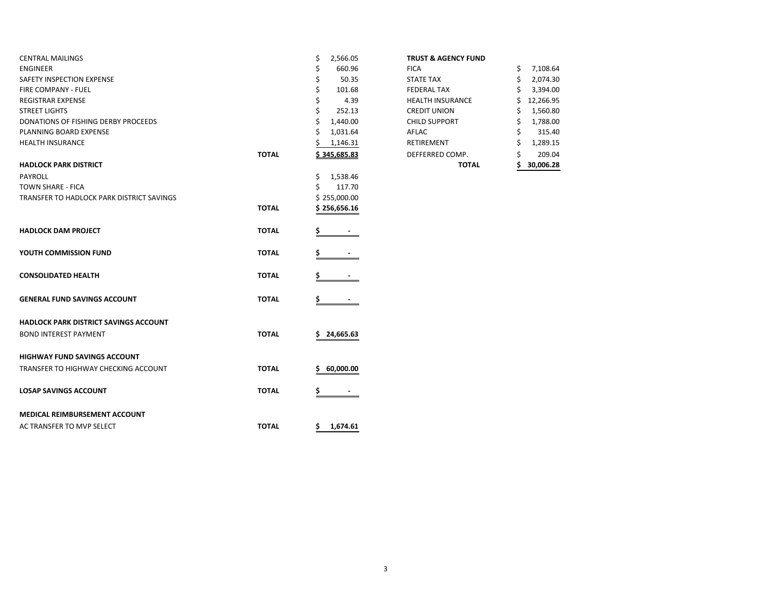| | | |
|---|---|---|
| CENTRAL MAILINGS | | $ 2,566.05 |
| ENGINEER | | $ 660.96 |
| SAFETY INSPECTION EXPENSE | | $ 50.35 |
| FIRE COMPANY - FUEL | | $ 101.68 |
| REGISTRAR EXPENSE | | $ 4.39 |
| STREET LIGHTS | | $ 252.13 |
| DONATIONS OF FISHING DERBY PROCEEDS | | $ 1,440.00 |
| PLANNING BOARD EXPENSE | | $ 1,031.64 |
| HEALTH INSURANCE | | $ 1,146.31 |
| | **TOTAL** | **$ 345,685.83** |
| **HADLOCK PARK DISTRICT** | | |
| PAYROLL | | $ 1,538.46 |
| TOWN SHARE - FICA | | $ 117.70 |
| TRANSFER TO HADLOCK PARK DISTRICT SAVINGS | | $ 255,000.00 |
| | **TOTAL** | **$ 256,656.16** |
| **HADLOCK DAM PROJECT** | **TOTAL** | **$ -** |
| **YOUTH COMMISSION FUND** | **TOTAL** | **$ -** |
| **CONSOLIDATED HEALTH** | **TOTAL** | **$ -** |
| **GENERAL FUND SAVINGS ACCOUNT** | **TOTAL** | **$ -** |
| **HADLOCK PARK DISTRICT SAVINGS ACCOUNT** | | |
| BOND INTEREST PAYMENT | **TOTAL** | **$ 24,665.63** |
| **HIGHWAY FUND SAVINGS ACCOUNT** | | |
| TRANSFER TO HIGHWAY CHECKING ACCOUNT | **TOTAL** | **$ 60,000.00** |
| **LOSAP SAVINGS ACCOUNT** | **TOTAL** | **$ -** |
| **MEDICAL REIMBURSEMENT ACCOUNT** | | |
| AC TRANSFER TO MVP SELECT | **TOTAL** | **$ 1,674.61** |

| **TRUST & AGENCY FUND** | |
|---|---|
| FICA | $ 7,108.64 |
| STATE TAX | $ 2,074.30 |
| FEDERAL TAX | $ 3,394.00 |
| HEALTH INSURANCE | $ 12,266.95 |
| CREDIT UNION | $ 1,560.80 |
| CHILD SUPPORT | $ 1,788.00 |
| AFLAC | $ 315.40 |
| RETIREMENT | $ 1,289.15 |
| DEFFERRED COMP. | $ 209.04 |
| **TOTAL** | **$ 30,006.28** |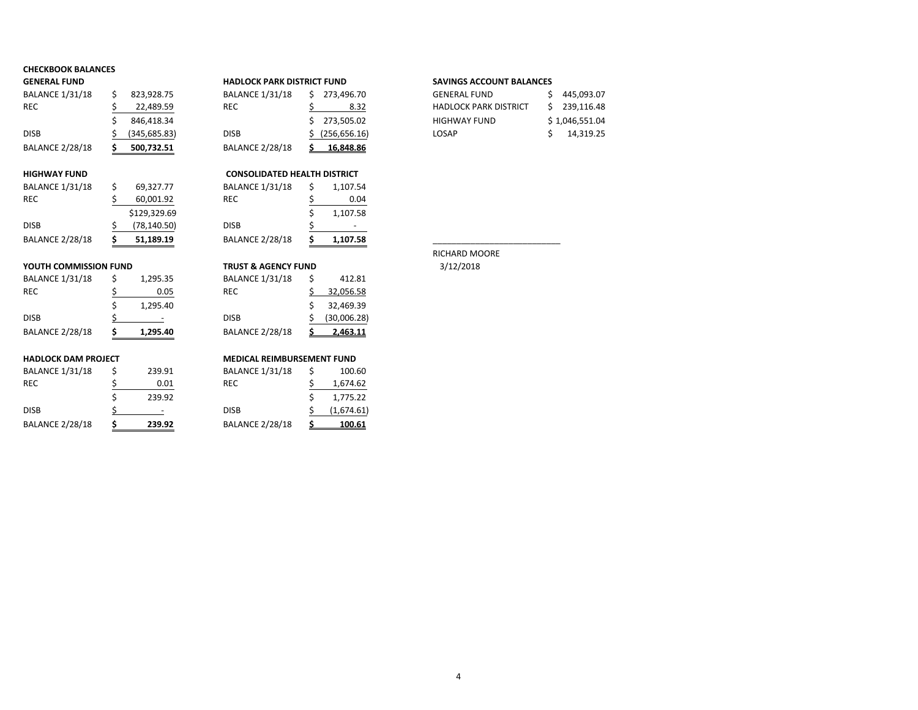**CHECKBOOK BALANCES**

**GENERAL FUND**

| | | |
|---|---|---|
| BALANCE 1/31/18 | $ | 823,928.75 |
| REC | $ | 22,489.59 |
| | $ | 846,418.34 |
| DISB | $ | (345,685.83) |
| **BALANCE 2/28/18** | **$** | **500,732.51** |

**HADLOCK PARK DISTRICT FUND**

| | | |
|---|---|---|
| BALANCE 1/31/18 | $ | 273,496.70 |
| REC | $ | 8.32 |
| | $ | 273,505.02 |
| DISB | $ | (256,656.16) |
| **BALANCE 2/28/18** | **$** | **16,848.86** |

**SAVINGS ACCOUNT BALANCES**

| | | |
|---|---|---|
| GENERAL FUND | $ | 445,093.07 |
| HADLOCK PARK DISTRICT | $ | 239,116.48 |
| HIGHWAY FUND | $ | 1,046,551.04 |
| LOSAP | $ | 14,319.25 |

**HIGHWAY FUND**

| | | |
|---|---|---|
| BALANCE 1/31/18 | $ | 69,327.77 |
| REC | $ | 60,001.92 |
| | | $129,329.69 |
| DISB | $ | (78,140.50) |
| **BALANCE 2/28/18** | **$** | **51,189.19** |

**CONSOLIDATED HEALTH DISTRICT**

| | | |
|---|---|---|
| BALANCE 1/31/18 | $ | 1,107.54 |
| REC | $ | 0.04 |
| | $ | 1,107.58 |
| DISB | $ | - |
| **BALANCE 2/28/18** | **$** | **1,107.58** |

**YOUTH COMMISSION FUND**

| | | |
|---|---|---|
| BALANCE 1/31/18 | $ | 1,295.35 |
| REC | $ | 0.05 |
| | $ | 1,295.40 |
| DISB | $ | - |
| **BALANCE 2/28/18** | **$** | **1,295.40** |

**TRUST & AGENCY FUND**

| | | |
|---|---|---|
| BALANCE 1/31/18 | $ | 412.81 |
| REC | $ | 32,056.58 |
| | $ | 32,469.39 |
| DISB | $ | (30,006.28) |
| **BALANCE 2/28/18** | **$** | **2,463.11** |

**HADLOCK DAM PROJECT**

| | | |
|---|---|---|
| BALANCE 1/31/18 | $ | 239.91 |
| REC | $ | 0.01 |
| | $ | 239.92 |
| DISB | $ | - |
| **BALANCE 2/28/18** | **$** | **239.92** |

**MEDICAL REIMBURSEMENT FUND**

| | | |
|---|---|---|
| BALANCE 1/31/18 | $ | 100.60 |
| REC | $ | 1,674.62 |
| | $ | 1,775.22 |
| DISB | $ | (1,674.61) |
| **BALANCE 2/28/18** | **$** | **100.61** |

___________________________

RICHARD MOORE

3/12/2018